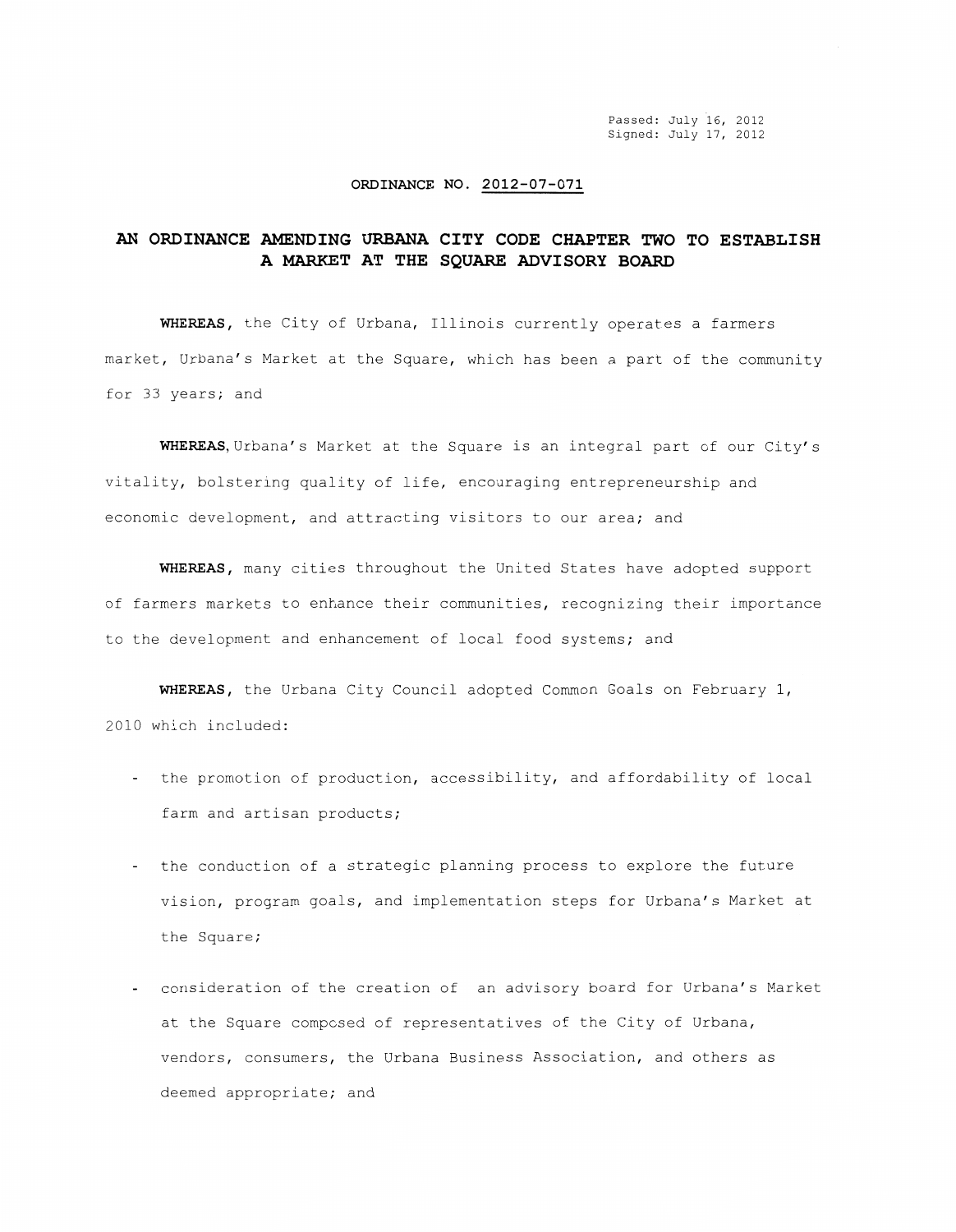Passed: July 16, 2012
Signed: July 17, 2012

ORDINANCE NO. 2012-07-071

# AN ORDINANCE AMENDING URBANA CITY CODE CHAPTER TWO TO ESTABLISH A MARKET AT THE SQUARE ADVISORY BOARD

**WHEREAS**, the City of Urbana, Illinois currently operates a farmers market, Urbana's Market at the Square, which has been a part of the community for 33 years; and

**WHEREAS**, Urbana's Market at the Square is an integral part of our City's vitality, bolstering quality of life, encouraging entrepreneurship and economic development, and attracting visitors to our area; and

**WHEREAS**, many cities throughout the United States have adopted support of farmers markets to enhance their communities, recognizing their importance to the development and enhancement of local food systems; and

**WHEREAS**, the Urbana City Council adopted Common Goals on February 1, 2010 which included:

- the promotion of production, accessibility, and affordability of local farm and artisan products;
- the conduction of a strategic planning process to explore the future vision, program goals, and implementation steps for Urbana's Market at the Square;
- consideration of the creation of an advisory board for Urbana's Market at the Square composed of representatives of the City of Urbana, vendors, consumers, the Urbana Business Association, and others as deemed appropriate; and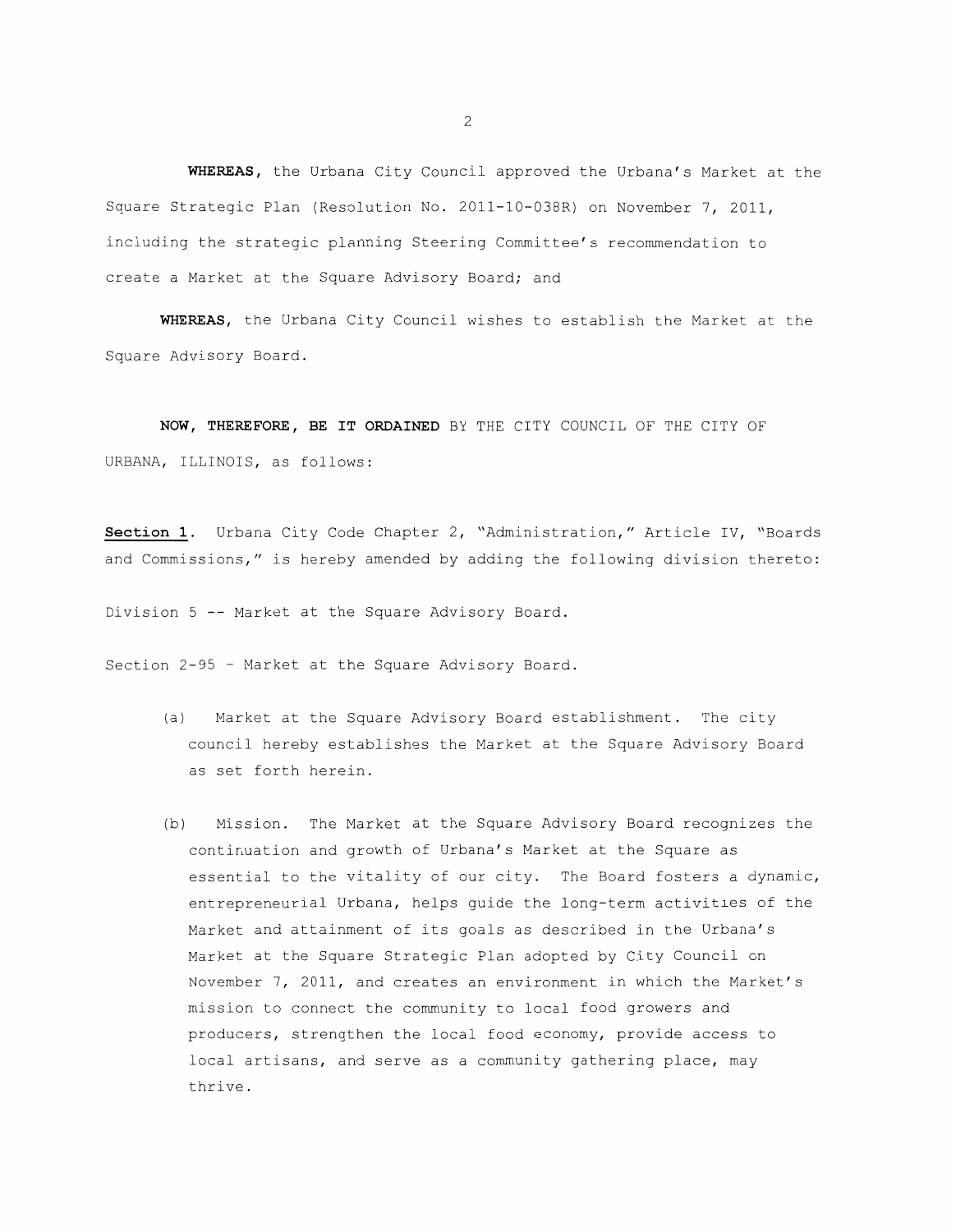**WHEREAS**, the Urbana City Council approved the Urbana's Market at the Square Strategic Plan (Resolution No. 2011-10-038R) on November 7, 2011, including the strategic planning Steering Committee's recommendation to create a Market at the Square Advisory Board; and

**WHEREAS**, the Urbana City Council wishes to establish the Market at the Square Advisory Board.

**NOW, THEREFORE, BE IT ORDAINED** BY THE CITY COUNCIL OF THE CITY OF URBANA, ILLINOIS, as follows:

**Section 1**. Urbana City Code Chapter 2, "Administration," Article IV, "Boards and Commissions," is hereby amended by adding the following division thereto:

Division 5 -- Market at the Square Advisory Board.

Section 2-95 – Market at the Square Advisory Board.

(a) Market at the Square Advisory Board establishment. The city council hereby establishes the Market at the Square Advisory Board as set forth herein.

(b) Mission. The Market at the Square Advisory Board recognizes the continuation and growth of Urbana's Market at the Square as essential to the vitality of our city. The Board fosters a dynamic, entrepreneurial Urbana, helps guide the long-term activities of the Market and attainment of its goals as described in the Urbana's Market at the Square Strategic Plan adopted by City Council on November 7, 2011, and creates an environment in which the Market's mission to connect the community to local food growers and producers, strengthen the local food economy, provide access to local artisans, and serve as a community gathering place, may thrive.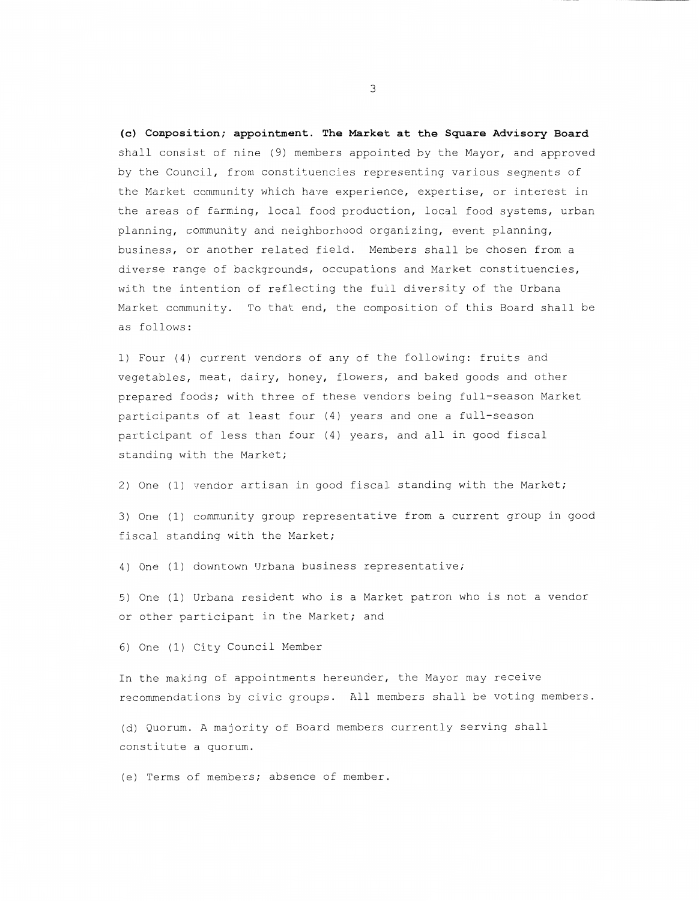**(c) Composition; appointment. The Market at the Square Advisory Board** shall consist of nine (9) members appointed by the Mayor, and approved by the Council, from constituencies representing various segments of the Market community which have experience, expertise, or interest in the areas of farming, local food production, local food systems, urban planning, community and neighborhood organizing, event planning, business, or another related field. Members shall be chosen from a diverse range of backgrounds, occupations and Market constituencies, with the intention of reflecting the full diversity of the Urbana Market community. To that end, the composition of this Board shall be as follows:

1) Four (4) current vendors of any of the following: fruits and vegetables, meat, dairy, honey, flowers, and baked goods and other prepared foods; with three of these vendors being full-season Market participants of at least four (4) years and one a full-season participant of less than four (4) years, and all in good fiscal standing with the Market;

2) One (1) vendor artisan in good fiscal standing with the Market;

3) One (1) community group representative from a current group in good fiscal standing with the Market;

4) One (1) downtown Urbana business representative;

5) One (1) Urbana resident who is a Market patron who is not a vendor or other participant in the Market; and

6) One (1) City Council Member

In the making of appointments hereunder, the Mayor may receive recommendations by civic groups. All members shall be voting members.

(d) Quorum. A majority of Board members currently serving shall constitute a quorum.

(e) Terms of members; absence of member.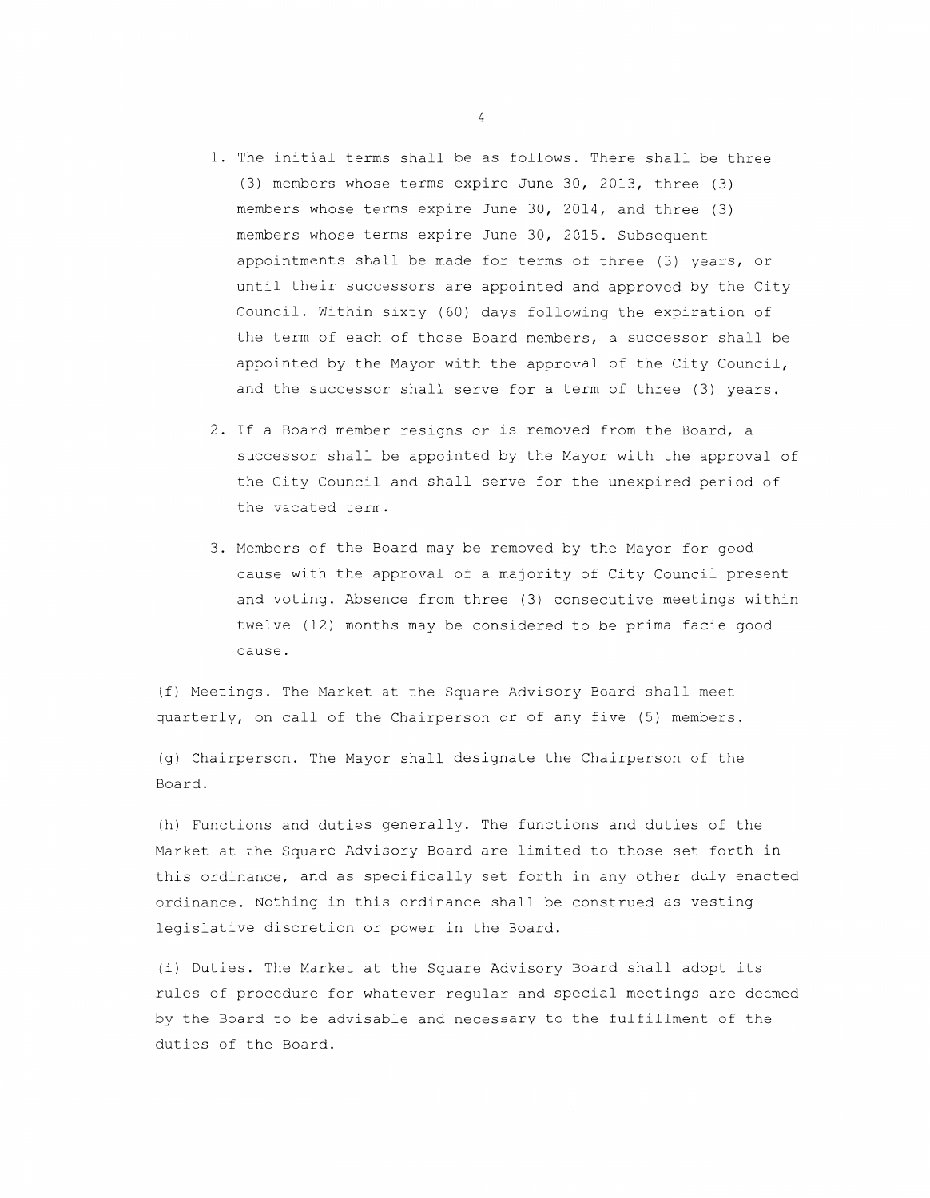1. The initial terms shall be as follows. There shall be three (3) members whose terms expire June 30, 2013, three (3) members whose terms expire June 30, 2014, and three (3) members whose terms expire June 30, 2015. Subsequent appointments shall be made for terms of three (3) years, or until their successors are appointed and approved by the City Council. Within sixty (60) days following the expiration of the term of each of those Board members, a successor shall be appointed by the Mayor with the approval of the City Council, and the successor shall serve for a term of three (3) years.

2. If a Board member resigns or is removed from the Board, a successor shall be appointed by the Mayor with the approval of the City Council and shall serve for the unexpired period of the vacated term.

3. Members of the Board may be removed by the Mayor for good cause with the approval of a majority of City Council present and voting. Absence from three (3) consecutive meetings within twelve (12) months may be considered to be prima facie good cause.

(f) Meetings. The Market at the Square Advisory Board shall meet quarterly, on call of the Chairperson or of any five (5) members.

(g) Chairperson. The Mayor shall designate the Chairperson of the Board.

(h) Functions and duties generally. The functions and duties of the Market at the Square Advisory Board are limited to those set forth in this ordinance, and as specifically set forth in any other duly enacted ordinance. Nothing in this ordinance shall be construed as vesting legislative discretion or power in the Board.

(i) Duties. The Market at the Square Advisory Board shall adopt its rules of procedure for whatever regular and special meetings are deemed by the Board to be advisable and necessary to the fulfillment of the duties of the Board.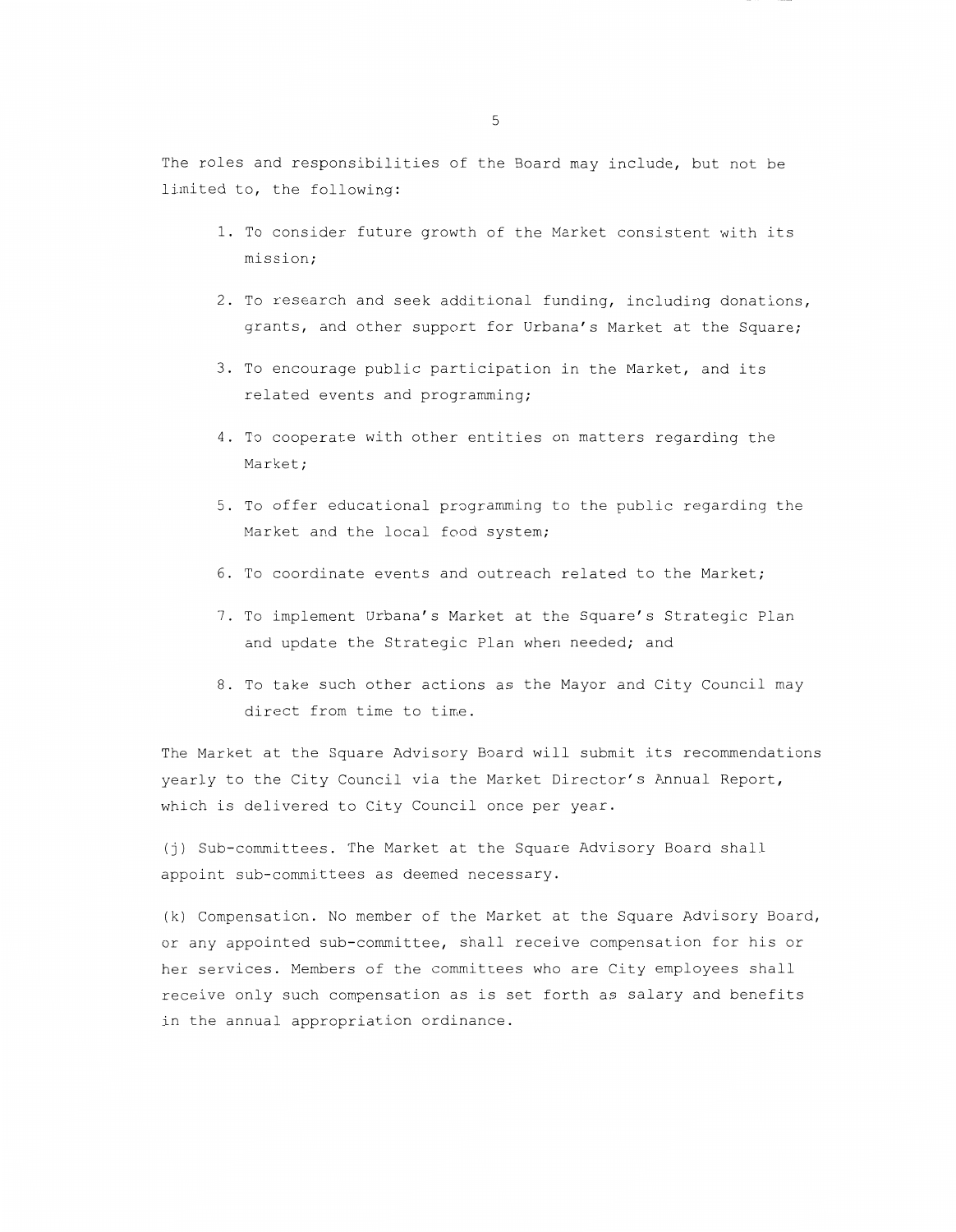The roles and responsibilities of the Board may include, but not be limited to, the following:

1. To consider future growth of the Market consistent with its mission;
2. To research and seek additional funding, including donations, grants, and other support for Urbana's Market at the Square;
3. To encourage public participation in the Market, and its related events and programming;
4. To cooperate with other entities on matters regarding the Market;
5. To offer educational programming to the public regarding the Market and the local food system;
6. To coordinate events and outreach related to the Market;
7. To implement Urbana's Market at the Square's Strategic Plan and update the Strategic Plan when needed; and
8. To take such other actions as the Mayor and City Council may direct from time to time.

The Market at the Square Advisory Board will submit its recommendations yearly to the City Council via the Market Director's Annual Report, which is delivered to City Council once per year.

(j) Sub-committees. The Market at the Square Advisory Board shall appoint sub-committees as deemed necessary.

(k) Compensation. No member of the Market at the Square Advisory Board, or any appointed sub-committee, shall receive compensation for his or her services. Members of the committees who are City employees shall receive only such compensation as is set forth as salary and benefits in the annual appropriation ordinance.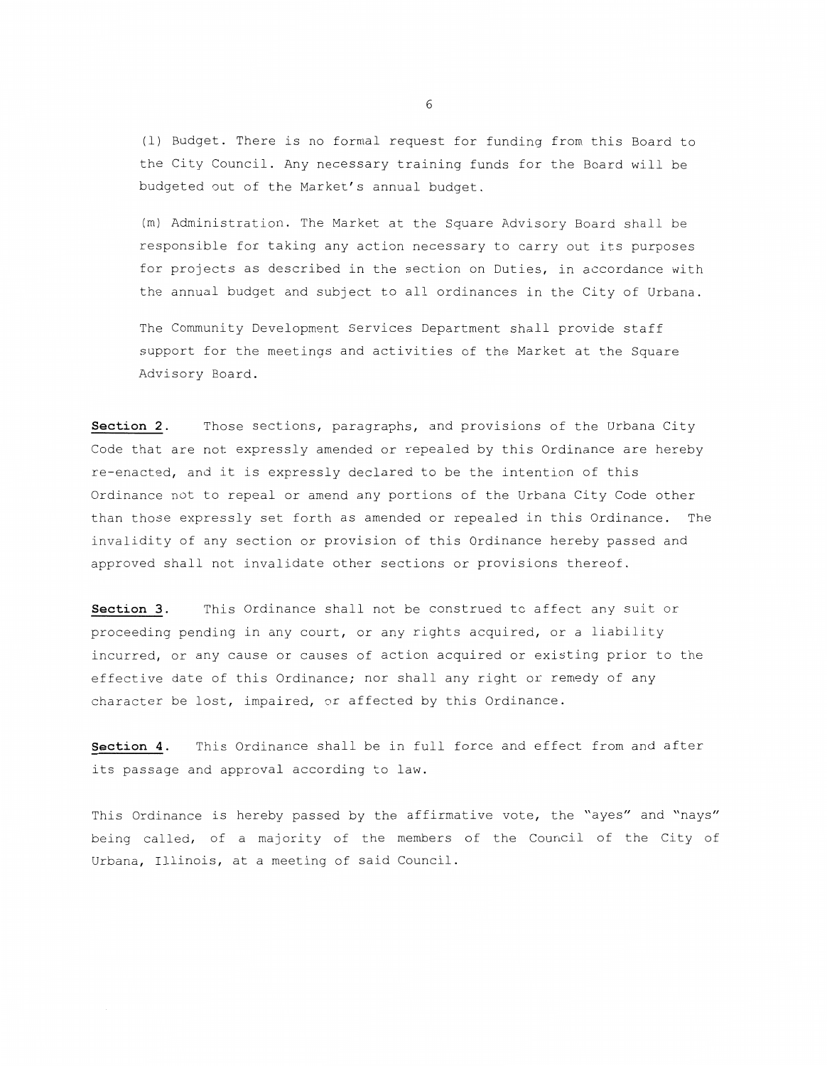(l) Budget. There is no formal request for funding from this Board to the City Council. Any necessary training funds for the Board will be budgeted out of the Market's annual budget.

(m) Administration. The Market at the Square Advisory Board shall be responsible for taking any action necessary to carry out its purposes for projects as described in the section on Duties, in accordance with the annual budget and subject to all ordinances in the City of Urbana.

The Community Development Services Department shall provide staff support for the meetings and activities of the Market at the Square Advisory Board.

**Section 2.** Those sections, paragraphs, and provisions of the Urbana City Code that are not expressly amended or repealed by this Ordinance are hereby re-enacted, and it is expressly declared to be the intention of this Ordinance not to repeal or amend any portions of the Urbana City Code other than those expressly set forth as amended or repealed in this Ordinance. The invalidity of any section or provision of this Ordinance hereby passed and approved shall not invalidate other sections or provisions thereof.

**Section 3.** This Ordinance shall not be construed to affect any suit or proceeding pending in any court, or any rights acquired, or a liability incurred, or any cause or causes of action acquired or existing prior to the effective date of this Ordinance; nor shall any right or remedy of any character be lost, impaired, or affected by this Ordinance.

**Section 4.** This Ordinance shall be in full force and effect from and after its passage and approval according to law.

This Ordinance is hereby passed by the affirmative vote, the "ayes" and "nays" being called, of a majority of the members of the Council of the City of Urbana, Illinois, at a meeting of said Council.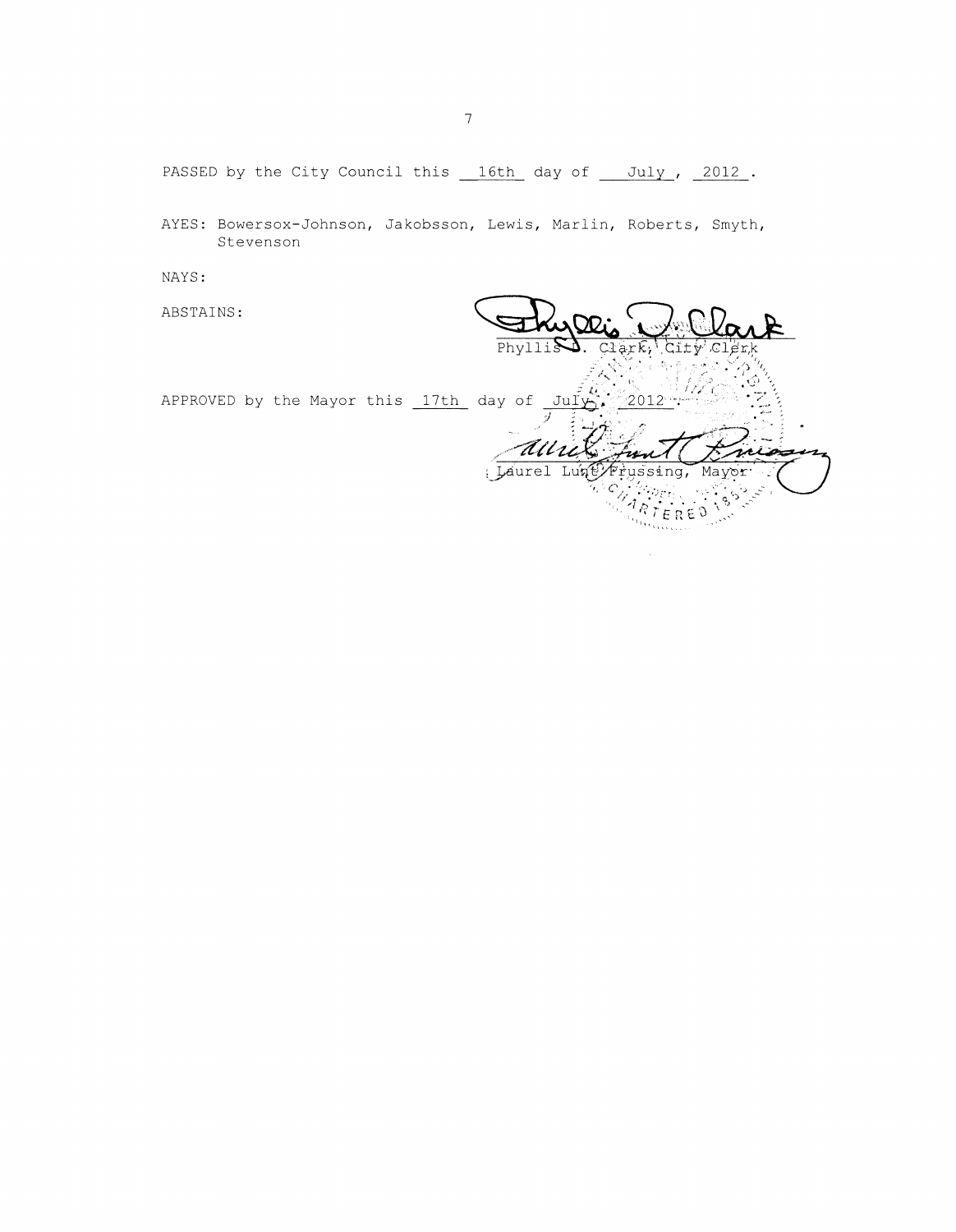PASSED by the City Council this 16th day of July, 2012.

AYES: Bowersox-Johnson, Jakobsson, Lewis, Marlin, Roberts, Smyth, Stevenson

NAYS:

ABSTAINS:

Phyllis D. Clark, City Clerk

APPROVED by the Mayor this 17th day of July, 2012.

Laurel Lunt Prussing, Mayor